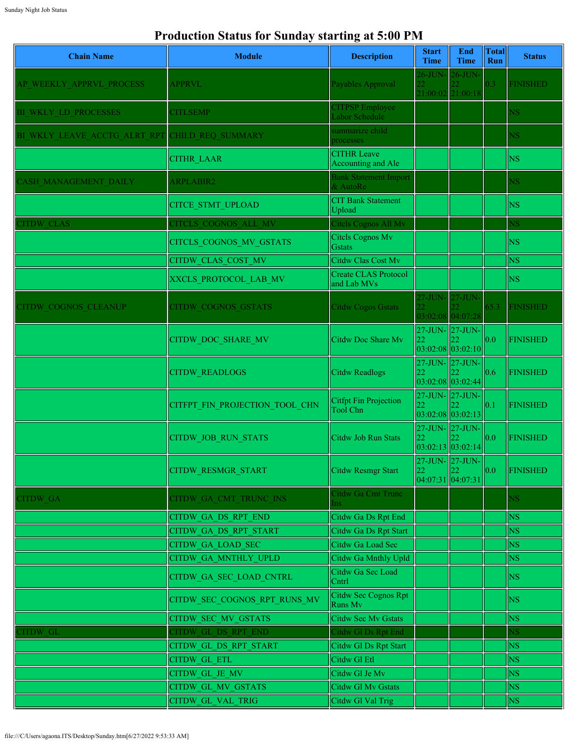# Production Status for Sunday starting at 5:00 PM

| Chain Name | Module | Description | Start Time | End Time | Total Run | Status |
|---|---|---|---|---|---|---|
| AP_WEEKLY_APPRVL_PROCESS | APPRVL | Payables Approval | 26-JUN-22 21:00:02 | 26-JUN-22 21:00:18 | 0.3 | FINISHED |
| BI_WKLY_LD_PROCESSES | CITLSEMP | CITPSP Employee Labor Schedule | | | | NS |
| BI_WKLY_LEAVE_ACCTG_ALRT_RPT | CHILD_REQ_SUMMARY | summarize child processes | | | | NS |
| | CITHR_LAAR | CITHR Leave Accounting and Ale | | | | NS |
| CASH_MANAGEMENT_DAILY | ARPLABIR2 | Bank Statement Import & AutoRe | | | | NS |
| | CITCE_STMT_UPLOAD | CIT Bank Statement Upload | | | | NS |
| CITDW_CLAS | CITCLS_COGNOS_ALL_MV | Citcls Cognos All Mv | | | | NS |
| | CITCLS_COGNOS_MV_GSTATS | Citcls Cognos Mv Gstats | | | | NS |
| | CITDW_CLAS_COST_MV | Citdw Clas Cost Mv | | | | NS |
| | XXCLS_PROTOCOL_LAB_MV | Create CLAS Protocol and Lab MVs | | | | NS |
| CITDW_COGNOS_CLEANUP | CITDW_COGNOS_GSTATS | Citdw Cogos Gstats | 27-JUN-22 03:02:08 | 27-JUN-22 04:07:28 | 65.3 | FINISHED |
| | CITDW_DOC_SHARE_MV | Citdw Doc Share Mv | 27-JUN-22 03:02:08 | 27-JUN-22 03:02:10 | 0.0 | FINISHED |
| | CITDW_READLOGS | Citdw Readlogs | 27-JUN-22 03:02:08 | 27-JUN-22 03:02:44 | 0.6 | FINISHED |
| | CITFPT_FIN_PROJECTION_TOOL_CHN | Citfpt Fin Projection Tool Chn | 27-JUN-22 03:02:08 | 27-JUN-22 03:02:13 | 0.1 | FINISHED |
| | CITDW_JOB_RUN_STATS | Citdw Job Run Stats | 27-JUN-22 03:02:13 | 27-JUN-22 03:02:14 | 0.0 | FINISHED |
| | CITDW_RESMGR_START | Citdw Resmgr Start | 27-JUN-22 04:07:31 | 27-JUN-22 04:07:31 | 0.0 | FINISHED |
| CITDW_GA | CITDW_GA_CMT_TRUNC_INS | Citdw Ga Cmt Trunc Ins | | | | NS |
| | CITDW_GA_DS_RPT_END | Citdw Ga Ds Rpt End | | | | NS |
| | CITDW_GA_DS_RPT_START | Citdw Ga Ds Rpt Start | | | | NS |
| | CITDW_GA_LOAD_SEC | Citdw Ga Load Sec | | | | NS |
| | CITDW_GA_MNTHLY_UPLD | Citdw Ga Mnthly Upld | | | | NS |
| | CITDW_GA_SEC_LOAD_CNTRL | Citdw Ga Sec Load Cntrl | | | | NS |
| | CITDW_SEC_COGNOS_RPT_RUNS_MV | Citdw Sec Cognos Rpt Runs Mv | | | | NS |
| | CITDW_SEC_MV_GSTATS | Citdw Sec Mv Gstats | | | | NS |
| CITDW_GL | CITDW_GL_DS_RPT_END | Citdw Gl Ds Rpt End | | | | NS |
| | CITDW_GL_DS_RPT_START | Citdw Gl Ds Rpt Start | | | | NS |
| | CITDW_GL_ETL | Citdw Gl Etl | | | | NS |
| | CITDW_GL_JE_MV | Citdw Gl Je Mv | | | | NS |
| | CITDW_GL_MV_GSTATS | Citdw Gl Mv Gstats | | | | NS |
| | CITDW_GL_VAL_TRIG | Citdw Gl Val Trig | | | | NS |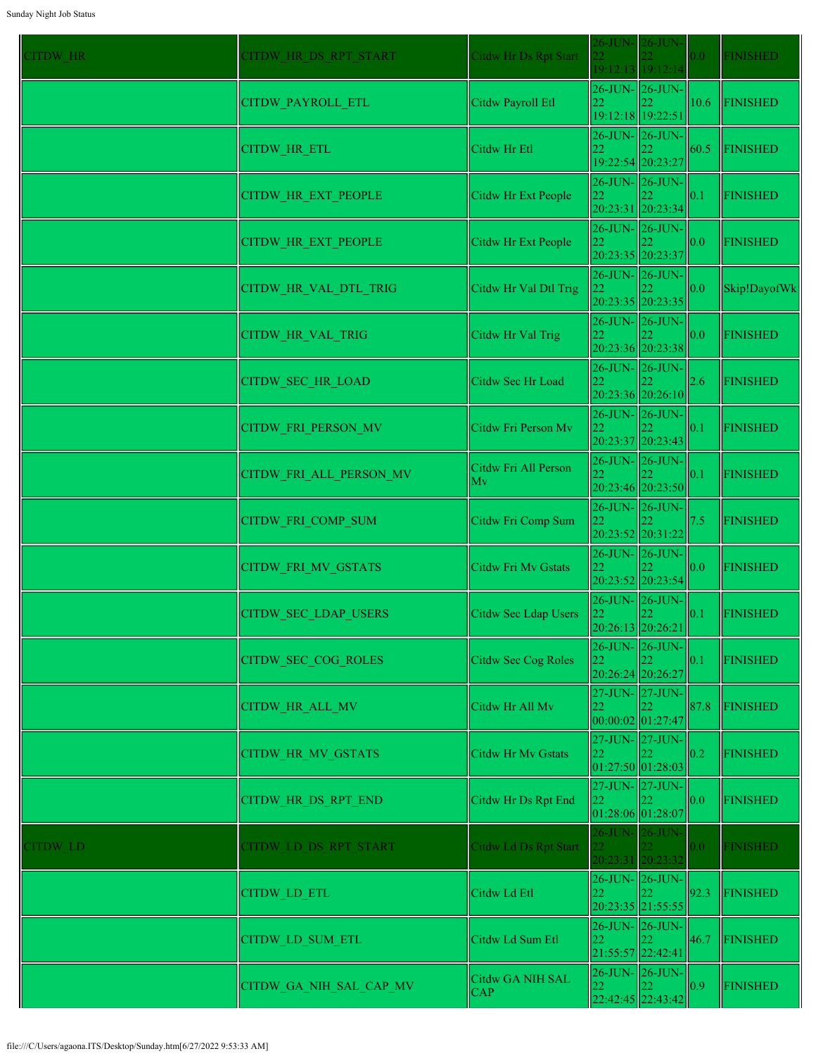| | | | | | | |
|---|---|---|---|---|---|---|
| CITDW_HR | CITDW_HR_DS_RPT_START | Citdw Hr Ds Rpt Start | 26-JUN-22 19:12:13 | 26-JUN-22 19:12:14 | 0.0 | FINISHED |
| | CITDW_PAYROLL_ETL | Citdw Payroll Etl | 26-JUN-22 19:12:18 | 26-JUN-22 19:22:51 | 10.6 | FINISHED |
| | CITDW_HR_ETL | Citdw Hr Etl | 26-JUN-22 19:22:54 | 26-JUN-22 20:23:27 | 60.5 | FINISHED |
| | CITDW_HR_EXT_PEOPLE | Citdw Hr Ext People | 26-JUN-22 20:23:31 | 26-JUN-22 20:23:34 | 0.1 | FINISHED |
| | CITDW_HR_EXT_PEOPLE | Citdw Hr Ext People | 26-JUN-22 20:23:35 | 26-JUN-22 20:23:37 | 0.0 | FINISHED |
| | CITDW_HR_VAL_DTL_TRIG | Citdw Hr Val Dtl Trig | 26-JUN-22 20:23:35 | 26-JUN-22 20:23:35 | 0.0 | Skip!DayofWk |
| | CITDW_HR_VAL_TRIG | Citdw Hr Val Trig | 26-JUN-22 20:23:36 | 26-JUN-22 20:23:38 | 0.0 | FINISHED |
| | CITDW_SEC_HR_LOAD | Citdw Sec Hr Load | 26-JUN-22 20:23:36 | 26-JUN-22 20:26:10 | 2.6 | FINISHED |
| | CITDW_FRI_PERSON_MV | Citdw Fri Person Mv | 26-JUN-22 20:23:37 | 26-JUN-22 20:23:43 | 0.1 | FINISHED |
| | CITDW_FRI_ALL_PERSON_MV | Citdw Fri All Person Mv | 26-JUN-22 20:23:46 | 26-JUN-22 20:23:50 | 0.1 | FINISHED |
| | CITDW_FRI_COMP_SUM | Citdw Fri Comp Sum | 26-JUN-22 20:23:52 | 26-JUN-22 20:31:22 | 7.5 | FINISHED |
| | CITDW_FRI_MV_GSTATS | Citdw Fri Mv Gstats | 26-JUN-22 20:23:52 | 26-JUN-22 20:23:54 | 0.0 | FINISHED |
| | CITDW_SEC_LDAP_USERS | Citdw Sec Ldap Users | 26-JUN-22 20:26:13 | 26-JUN-22 20:26:21 | 0.1 | FINISHED |
| | CITDW_SEC_COG_ROLES | Citdw Sec Cog Roles | 26-JUN-22 20:26:24 | 26-JUN-22 20:26:27 | 0.1 | FINISHED |
| | CITDW_HR_ALL_MV | Citdw Hr All Mv | 27-JUN-22 00:00:02 | 27-JUN-22 01:27:47 | 87.8 | FINISHED |
| | CITDW_HR_MV_GSTATS | Citdw Hr Mv Gstats | 27-JUN-22 01:27:50 | 27-JUN-22 01:28:03 | 0.2 | FINISHED |
| | CITDW_HR_DS_RPT_END | Citdw Hr Ds Rpt End | 27-JUN-22 01:28:06 | 27-JUN-22 01:28:07 | 0.0 | FINISHED |
| CITDW_LD | CITDW_LD_DS_RPT_START | Citdw Ld Ds Rpt Start | 26-JUN-22 20:23:31 | 26-JUN-22 20:23:32 | 0.0 | FINISHED |
| | CITDW_LD_ETL | Citdw Ld Etl | 26-JUN-22 20:23:35 | 26-JUN-22 21:55:55 | 92.3 | FINISHED |
| | CITDW_LD_SUM_ETL | Citdw Ld Sum Etl | 26-JUN-22 21:55:57 | 26-JUN-22 22:42:41 | 46.7 | FINISHED |
| | CITDW_GA_NIH_SAL_CAP_MV | Citdw GA NIH SAL CAP | 26-JUN-22 22:42:45 | 26-JUN-22 22:43:42 | 0.9 | FINISHED |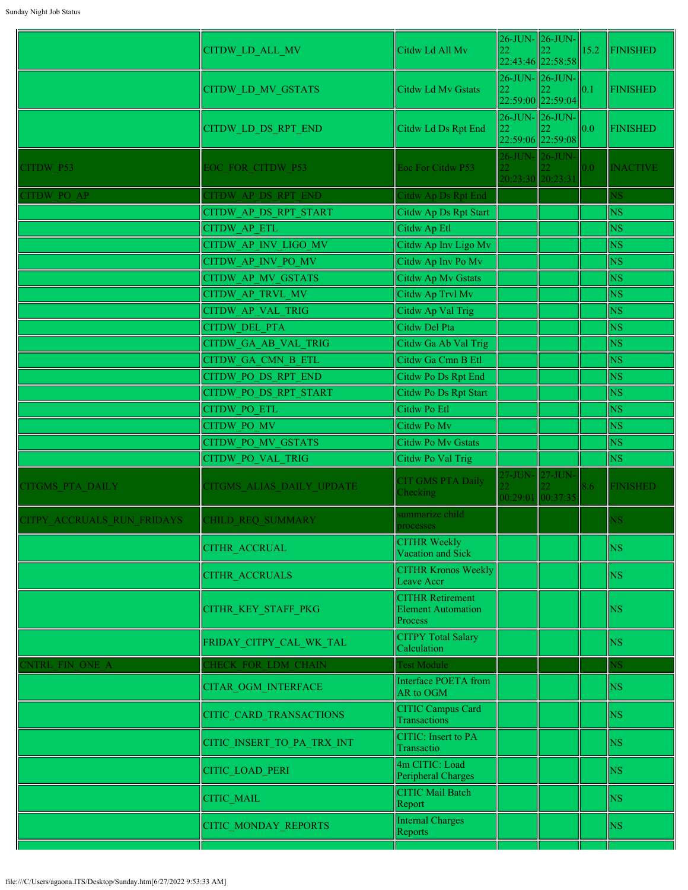| | | | | | | |
|---|---|---|---|---|---|---|
| | CITDW_LD_ALL_MV | Citdw Ld All Mv | 26-JUN-22 22:43:46 | 26-JUN-22 22:58:58 | 15.2 | FINISHED |
| | CITDW_LD_MV_GSTATS | Citdw Ld Mv Gstats | 26-JUN-22 22:59:00 | 26-JUN-22 22:59:04 | 0.1 | FINISHED |
| | CITDW_LD_DS_RPT_END | Citdw Ld Ds Rpt End | 26-JUN-22 22:59:06 | 26-JUN-22 22:59:08 | 0.0 | FINISHED |
| CITDW_P53 | EOC_FOR_CITDW_P53 | Eoc For Citdw P53 | 26-JUN-22 20:23:30 | 26-JUN-22 20:23:31 | 0.0 | INACTIVE |
| CITDW_PO_AP | CITDW_AP_DS_RPT_END | Citdw Ap Ds Rpt End | | | | NS |
| | CITDW_AP_DS_RPT_START | Citdw Ap Ds Rpt Start | | | | NS |
| | CITDW_AP_ETL | Citdw Ap Etl | | | | NS |
| | CITDW_AP_INV_LIGO_MV | Citdw Ap Inv Ligo Mv | | | | NS |
| | CITDW_AP_INV_PO_MV | Citdw Ap Inv Po Mv | | | | NS |
| | CITDW_AP_MV_GSTATS | Citdw Ap Mv Gstats | | | | NS |
| | CITDW_AP_TRVL_MV | Citdw Ap Trvl Mv | | | | NS |
| | CITDW_AP_VAL_TRIG | Citdw Ap Val Trig | | | | NS |
| | CITDW_DEL_PTA | Citdw Del Pta | | | | NS |
| | CITDW_GA_AB_VAL_TRIG | Citdw Ga Ab Val Trig | | | | NS |
| | CITDW_GA_CMN_B_ETL | Citdw Ga Cmn B Etl | | | | NS |
| | CITDW_PO_DS_RPT_END | Citdw Po Ds Rpt End | | | | NS |
| | CITDW_PO_DS_RPT_START | Citdw Po Ds Rpt Start | | | | NS |
| | CITDW_PO_ETL | Citdw Po Etl | | | | NS |
| | CITDW_PO_MV | Citdw Po Mv | | | | NS |
| | CITDW_PO_MV_GSTATS | Citdw Po Mv Gstats | | | | NS |
| | CITDW_PO_VAL_TRIG | Citdw Po Val Trig | | | | NS |
| CITGMS_PTA_DAILY | CITGMS_ALIAS_DAILY_UPDATE | CIT GMS PTA Daily Checking | 27-JUN-22 00:29:01 | 27-JUN-22 00:37:35 | 8.6 | FINISHED |
| CITPY_ACCRUALS_RUN_FRIDAYS | CHILD_REQ_SUMMARY | summarize child processes | | | | NS |
| | CITHR_ACCRUAL | CITHR Weekly Vacation and Sick | | | | NS |
| | CITHR_ACCRUALS | CITHR Kronos Weekly Leave Accr | | | | NS |
| | CITHR_KEY_STAFF_PKG | CITHR Retirement Element Automation Process | | | | NS |
| | FRIDAY_CITPY_CAL_WK_TAL | CITPY Total Salary Calculation | | | | NS |
| CNTRL_FIN_ONE_A | CHECK_FOR_LDM_CHAIN | Test Module | | | | NS |
| | CITAR_OGM_INTERFACE | Interface POETA from AR to OGM | | | | NS |
| | CITIC_CARD_TRANSACTIONS | CITIC Campus Card Transactions | | | | NS |
| | CITIC_INSERT_TO_PA_TRX_INT | CITIC: Insert to PA Transactio | | | | NS |
| | CITIC_LOAD_PERI | 4m CITIC: Load Peripheral Charges | | | | NS |
| | CITIC_MAIL | CITIC Mail Batch Report | | | | NS |
| | CITIC_MONDAY_REPORTS | Internal Charges Reports | | | | NS |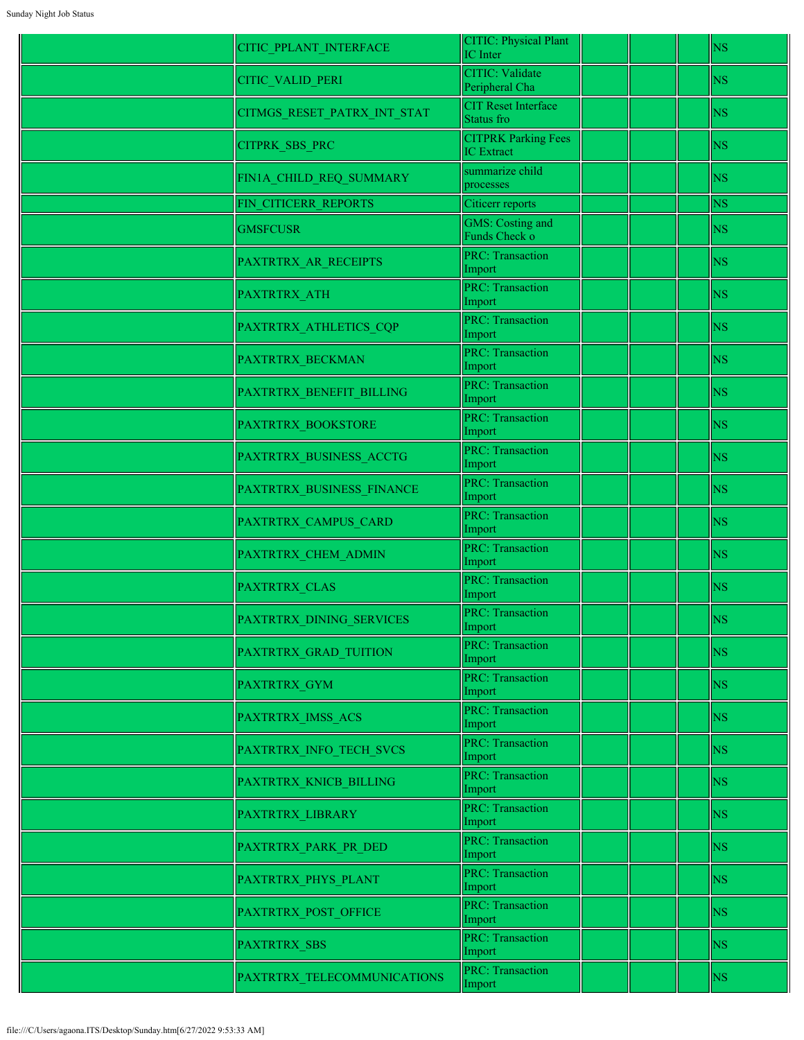| | | | | | | |
|---|---|---|---|---|---|---|
| | CITIC_PPLANT_INTERFACE | CITIC: Physical Plant IC Inter | | | | NS |
| | CITIC_VALID_PERI | CITIC: Validate Peripheral Cha | | | | NS |
| | CITMGS_RESET_PATRX_INT_STAT | CIT Reset Interface Status fro | | | | NS |
| | CITPRK_SBS_PRC | CITPRK Parking Fees IC Extract | | | | NS |
| | FIN1A_CHILD_REQ_SUMMARY | summarize child processes | | | | NS |
| | FIN_CITICERR_REPORTS | Citicerr reports | | | | NS |
| | GMSFCUSR | GMS: Costing and Funds Check o | | | | NS |
| | PAXTRTRX_AR_RECEIPTS | PRC: Transaction Import | | | | NS |
| | PAXTRTRX_ATH | PRC: Transaction Import | | | | NS |
| | PAXTRTRX_ATHLETICS_CQP | PRC: Transaction Import | | | | NS |
| | PAXTRTRX_BECKMAN | PRC: Transaction Import | | | | NS |
| | PAXTRTRX_BENEFIT_BILLING | PRC: Transaction Import | | | | NS |
| | PAXTRTRX_BOOKSTORE | PRC: Transaction Import | | | | NS |
| | PAXTRTRX_BUSINESS_ACCTG | PRC: Transaction Import | | | | NS |
| | PAXTRTRX_BUSINESS_FINANCE | PRC: Transaction Import | | | | NS |
| | PAXTRTRX_CAMPUS_CARD | PRC: Transaction Import | | | | NS |
| | PAXTRTRX_CHEM_ADMIN | PRC: Transaction Import | | | | NS |
| | PAXTRTRX_CLAS | PRC: Transaction Import | | | | NS |
| | PAXTRTRX_DINING_SERVICES | PRC: Transaction Import | | | | NS |
| | PAXTRTRX_GRAD_TUITION | PRC: Transaction Import | | | | NS |
| | PAXTRTRX_GYM | PRC: Transaction Import | | | | NS |
| | PAXTRTRX_IMSS_ACS | PRC: Transaction Import | | | | NS |
| | PAXTRTRX_INFO_TECH_SVCS | PRC: Transaction Import | | | | NS |
| | PAXTRTRX_KNICB_BILLING | PRC: Transaction Import | | | | NS |
| | PAXTRTRX_LIBRARY | PRC: Transaction Import | | | | NS |
| | PAXTRTRX_PARK_PR_DED | PRC: Transaction Import | | | | NS |
| | PAXTRTRX_PHYS_PLANT | PRC: Transaction Import | | | | NS |
| | PAXTRTRX_POST_OFFICE | PRC: Transaction Import | | | | NS |
| | PAXTRTRX_SBS | PRC: Transaction Import | | | | NS |
| | PAXTRTRX_TELECOMMUNICATIONS | PRC: Transaction Import | | | | NS |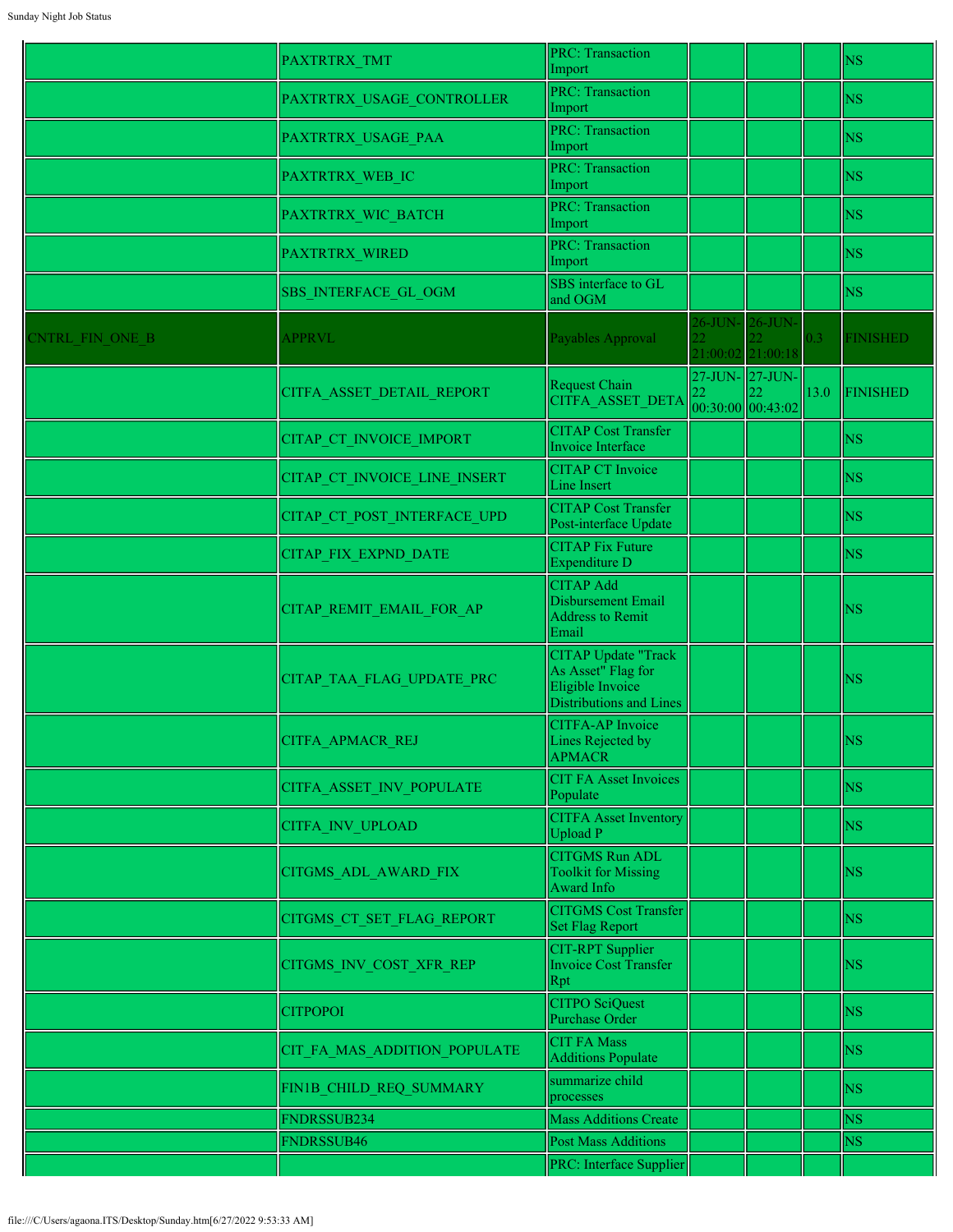| | | | | | | |
|---|---|---|---|---|---|---|
| | PAXTRTRX_TMT | PRC: Transaction Import | | | | NS |
| | PAXTRTRX_USAGE_CONTROLLER | PRC: Transaction Import | | | | NS |
| | PAXTRTRX_USAGE_PAA | PRC: Transaction Import | | | | NS |
| | PAXTRTRX_WEB_IC | PRC: Transaction Import | | | | NS |
| | PAXTRTRX_WIC_BATCH | PRC: Transaction Import | | | | NS |
| | PAXTRTRX_WIRED | PRC: Transaction Import | | | | NS |
| | SBS_INTERFACE_GL_OGM | SBS interface to GL and OGM | | | | NS |
| CNTRL_FIN_ONE_B | APPRVL | Payables Approval | 26-JUN-22 21:00:02 | 26-JUN-22 21:00:18 | 0.3 | FINISHED |
| | CITFA_ASSET_DETAIL_REPORT | Request Chain CITFA_ASSET_DETA | 27-JUN-22 00:30:00 | 27-JUN-22 00:43:02 | 13.0 | FINISHED |
| | CITAP_CT_INVOICE_IMPORT | CITAP Cost Transfer Invoice Interface | | | | NS |
| | CITAP_CT_INVOICE_LINE_INSERT | CITAP CT Invoice Line Insert | | | | NS |
| | CITAP_CT_POST_INTERFACE_UPD | CITAP Cost Transfer Post-interface Update | | | | NS |
| | CITAP_FIX_EXPND_DATE | CITAP Fix Future Expenditure D | | | | NS |
| | CITAP_REMIT_EMAIL_FOR_AP | CITAP Add Disbursement Email Address to Remit Email | | | | NS |
| | CITAP_TAA_FLAG_UPDATE_PRC | CITAP Update "Track As Asset" Flag for Eligible Invoice Distributions and Lines | | | | NS |
| | CITFA_APMACR_REJ | CITFA-AP Invoice Lines Rejected by APMACR | | | | NS |
| | CITFA_ASSET_INV_POPULATE | CIT FA Asset Invoices Populate | | | | NS |
| | CITFA_INV_UPLOAD | CITFA Asset Inventory Upload P | | | | NS |
| | CITGMS_ADL_AWARD_FIX | CITGMS Run ADL Toolkit for Missing Award Info | | | | NS |
| | CITGMS_CT_SET_FLAG_REPORT | CITGMS Cost Transfer Set Flag Report | | | | NS |
| | CITGMS_INV_COST_XFR_REP | CIT-RPT Supplier Invoice Cost Transfer Rpt | | | | NS |
| | CITPOPOI | CITPO SciQuest Purchase Order | | | | NS |
| | CIT_FA_MAS_ADDITION_POPULATE | CIT FA Mass Additions Populate | | | | NS |
| | FIN1B_CHILD_REQ_SUMMARY | summarize child processes | | | | NS |
| | FNDRSSUB234 | Mass Additions Create | | | | NS |
| | FNDRSSUB46 | Post Mass Additions | | | | NS |
| | | PRC: Interface Supplier | | | | |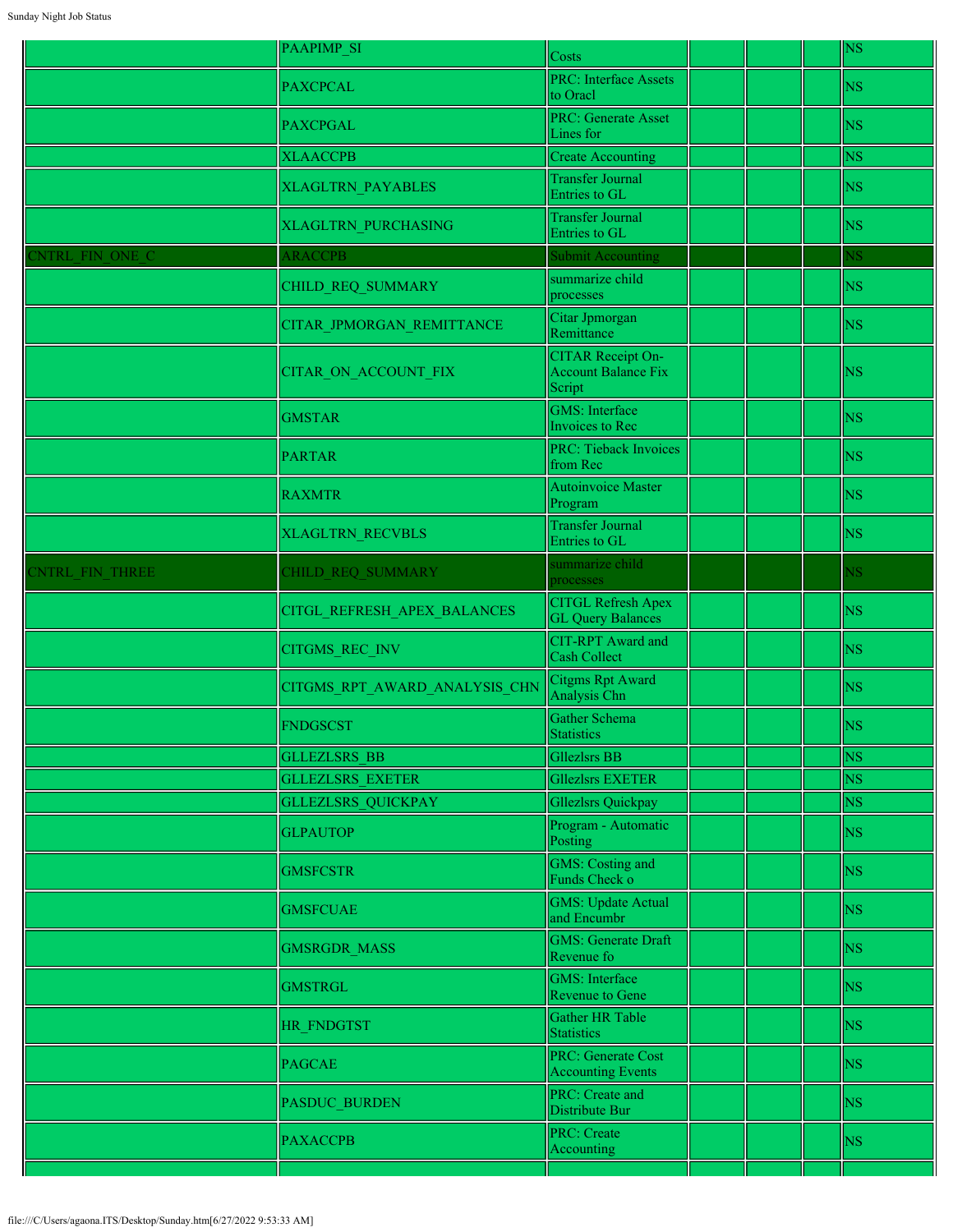| | | | | | | |
|---|---|---|---|---|---|---|
| | PAAPIMP_SI | Costs | | | | NS |
| | PAXCPCAL | PRC: Interface Assets to Oracl | | | | NS |
| | PAXCPGAL | PRC: Generate Asset Lines for | | | | NS |
| | XLAACCPB | Create Accounting | | | | NS |
| | XLAGLTRN_PAYABLES | Transfer Journal Entries to GL | | | | NS |
| | XLAGLTRN_PURCHASING | Transfer Journal Entries to GL | | | | NS |
| CNTRL_FIN_ONE_C | ARACCPB | Submit Accounting | | | | NS |
| | CHILD_REQ_SUMMARY | summarize child processes | | | | NS |
| | CITAR_JPMORGAN_REMITTANCE | Citar Jpmorgan Remittance | | | | NS |
| | CITAR_ON_ACCOUNT_FIX | CITAR Receipt On-Account Balance Fix Script | | | | NS |
| | GMSTAR | GMS: Interface Invoices to Rec | | | | NS |
| | PARTAR | PRC: Tieback Invoices from Rec | | | | NS |
| | RAXMTR | Autoinvoice Master Program | | | | NS |
| | XLAGLTRN_RECVBLS | Transfer Journal Entries to GL | | | | NS |
| CNTRL_FIN_THREE | CHILD_REQ_SUMMARY | summarize child processes | | | | NS |
| | CITGL_REFRESH_APEX_BALANCES | CITGL Refresh Apex GL Query Balances | | | | NS |
| | CITGMS_REC_INV | CIT-RPT Award and Cash Collect | | | | NS |
| | CITGMS_RPT_AWARD_ANALYSIS_CHN | Citgms Rpt Award Analysis Chn | | | | NS |
| | FNDGSCST | Gather Schema Statistics | | | | NS |
| | GLLEZLSRS_BB | Gllezlsrs BB | | | | NS |
| | GLLEZLSRS_EXETER | Gllezlsrs EXETER | | | | NS |
| | GLLEZLSRS_QUICKPAY | Gllezlsrs Quickpay | | | | NS |
| | GLPAUTOP | Program - Automatic Posting | | | | NS |
| | GMSFCSTR | GMS: Costing and Funds Check o | | | | NS |
| | GMSFCUAE | GMS: Update Actual and Encumbr | | | | NS |
| | GMSRGDR_MASS | GMS: Generate Draft Revenue fo | | | | NS |
| | GMSTRGL | GMS: Interface Revenue to Gene | | | | NS |
| | HR_FNDGTST | Gather HR Table Statistics | | | | NS |
| | PAGCAE | PRC: Generate Cost Accounting Events | | | | NS |
| | PASDUC_BURDEN | PRC: Create and Distribute Bur | | | | NS |
| | PAXACCPB | PRC: Create Accounting | | | | NS |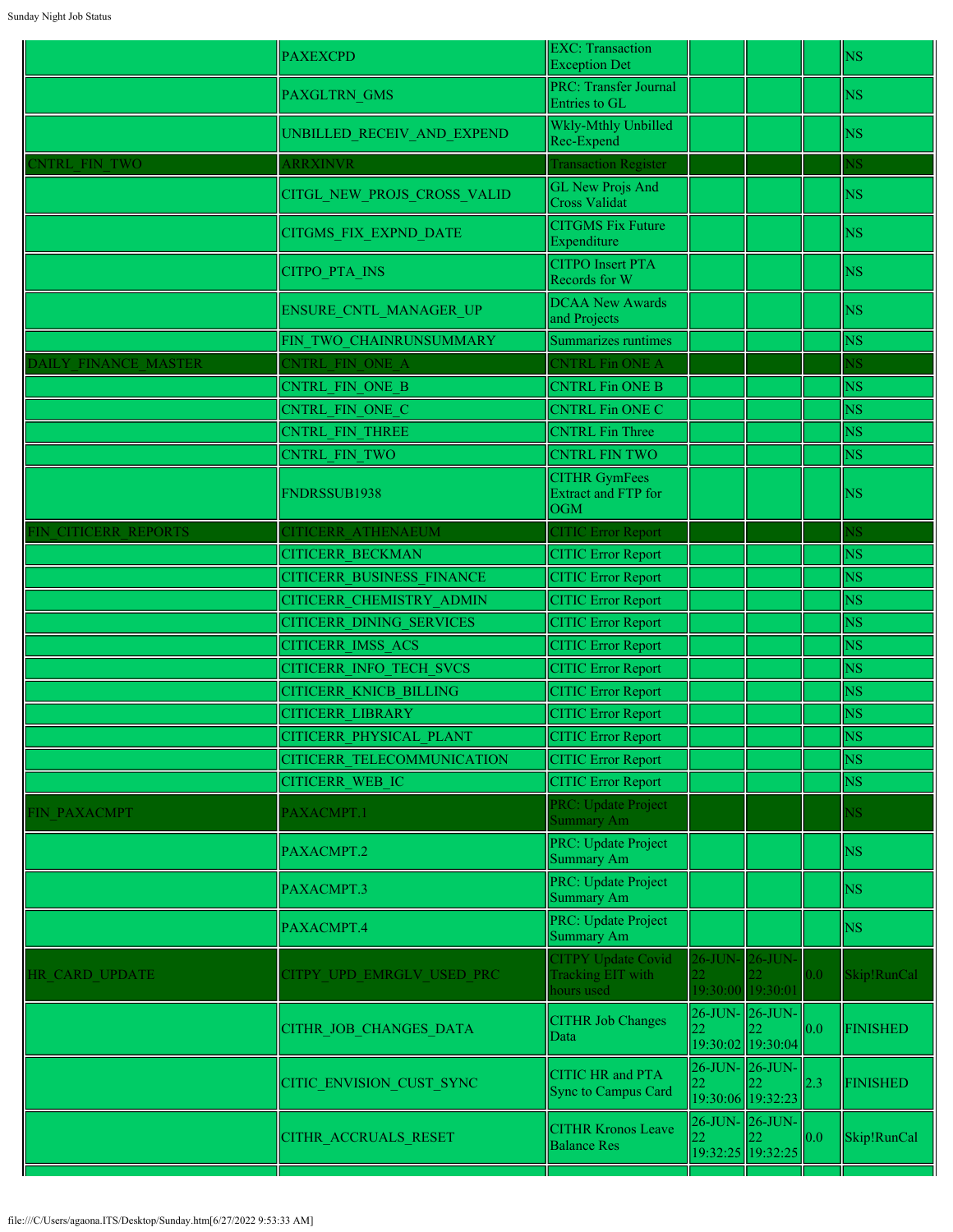| | | | | | | |
|---|---|---|---|---|---|---|
| | PAXEXCPD | EXC: Transaction Exception Det | | | | NS |
| | PAXGLTRN_GMS | PRC: Transfer Journal Entries to GL | | | | NS |
| | UNBILLED_RECEIV_AND_EXPEND | Wkly-Mthly Unbilled Rec-Expend | | | | NS |
| CNTRL_FIN_TWO | ARRXINVR | Transaction Register | | | | NS |
| | CITGL_NEW_PROJS_CROSS_VALID | GL New Projs And Cross Validat | | | | NS |
| | CITGMS_FIX_EXPND_DATE | CITGMS Fix Future Expenditure | | | | NS |
| | CITPO_PTA_INS | CITPO Insert PTA Records for W | | | | NS |
| | ENSURE_CNTL_MANAGER_UP | DCAA New Awards and Projects | | | | NS |
| | FIN_TWO_CHAINRUNSUMMARY | Summarizes runtimes | | | | NS |
| DAILY_FINANCE_MASTER | CNTRL_FIN_ONE_A | CNTRL Fin ONE A | | | | NS |
| | CNTRL_FIN_ONE_B | CNTRL Fin ONE B | | | | NS |
| | CNTRL_FIN_ONE_C | CNTRL Fin ONE C | | | | NS |
| | CNTRL_FIN_THREE | CNTRL Fin Three | | | | NS |
| | CNTRL_FIN_TWO | CNTRL FIN TWO | | | | NS |
| | FNDRSSUB1938 | CITHR GymFees Extract and FTP for OGM | | | | NS |
| FIN_CITICERR_REPORTS | CITICERR_ATHENAEUM | CITIC Error Report | | | | NS |
| | CITICERR_BECKMAN | CITIC Error Report | | | | NS |
| | CITICERR_BUSINESS_FINANCE | CITIC Error Report | | | | NS |
| | CITICERR_CHEMISTRY_ADMIN | CITIC Error Report | | | | NS |
| | CITICERR_DINING_SERVICES | CITIC Error Report | | | | NS |
| | CITICERR_IMSS_ACS | CITIC Error Report | | | | NS |
| | CITICERR_INFO_TECH_SVCS | CITIC Error Report | | | | NS |
| | CITICERR_KNICB_BILLING | CITIC Error Report | | | | NS |
| | CITICERR_LIBRARY | CITIC Error Report | | | | NS |
| | CITICERR_PHYSICAL_PLANT | CITIC Error Report | | | | NS |
| | CITICERR_TELECOMMUNICATION | CITIC Error Report | | | | NS |
| | CITICERR_WEB_IC | CITIC Error Report | | | | NS |
| FIN_PAXACMPT | PAXACMPT.1 | PRC: Update Project Summary Am | | | | NS |
| | PAXACMPT.2 | PRC: Update Project Summary Am | | | | NS |
| | PAXACMPT.3 | PRC: Update Project Summary Am | | | | NS |
| | PAXACMPT.4 | PRC: Update Project Summary Am | | | | NS |
| HR_CARD_UPDATE | CITPY_UPD_EMRGLV_USED_PRC | CITPY Update Covid Tracking EIT with hours used | 26-JUN-22 19:30:00 | 26-JUN-22 19:30:01 | 0.0 | Skip!RunCal |
| | CITHR_JOB_CHANGES_DATA | CITHR Job Changes Data | 26-JUN-22 19:30:02 | 26-JUN-22 19:30:04 | 0.0 | FINISHED |
| | CITIC_ENVISION_CUST_SYNC | CITIC HR and PTA Sync to Campus Card | 26-JUN-22 19:30:06 | 26-JUN-22 19:32:23 | 2.3 | FINISHED |
| | CITHR_ACCRUALS_RESET | CITHR Kronos Leave Balance Res | 26-JUN-22 19:32:25 | 26-JUN-22 19:32:25 | 0.0 | Skip!RunCal |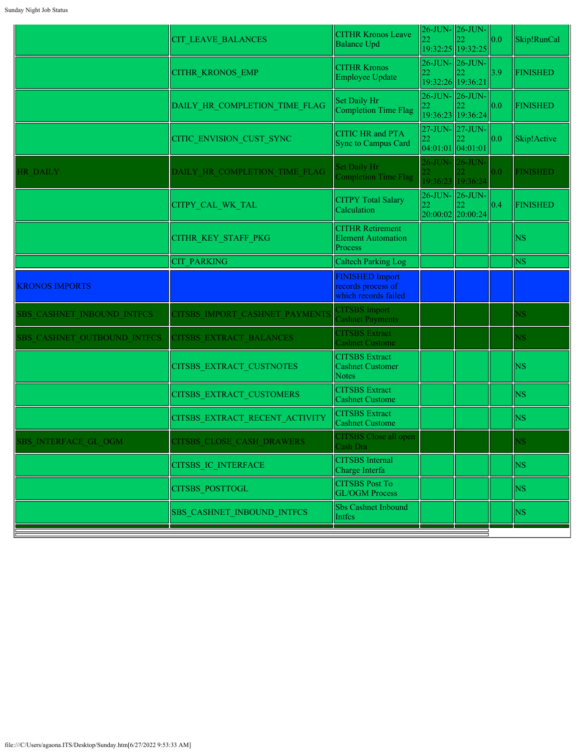| | | | | | | |
|---|---|---|---|---|---|---|
| | CIT_LEAVE_BALANCES | CITHR Kronos Leave Balance Upd | 26-JUN-22 19:32:25 | 26-JUN-22 19:32:25 | 0.0 | Skip!RunCal |
| | CITHR_KRONOS_EMP | CITHR Kronos Employee Update | 26-JUN-22 19:32:26 | 26-JUN-22 19:36:21 | 3.9 | FINISHED |
| | DAILY_HR_COMPLETION_TIME_FLAG | Set Daily Hr Completion Time Flag | 26-JUN-22 19:36:23 | 26-JUN-22 19:36:24 | 0.0 | FINISHED |
| | CITIC_ENVISION_CUST_SYNC | CITIC HR and PTA Sync to Campus Card | 27-JUN-22 04:01:01 | 27-JUN-22 04:01:01 | 0.0 | Skip!Active |
| HR_DAILY | DAILY_HR_COMPLETION_TIME_FLAG | Set Daily Hr Completion Time Flag | 26-JUN-22 19:36:23 | 26-JUN-22 19:36:24 | 0.0 | FINISHED |
| | CITPY_CAL_WK_TAL | CITPY Total Salary Calculation | 26-JUN-22 20:00:02 | 26-JUN-22 20:00:24 | 0.4 | FINISHED |
| | CITHR_KEY_STAFF_PKG | CITHR Retirement Element Automation Process | | | | NS |
| | CIT_PARKING | Caltech Parking Log | | | | NS |
| KRONOS IMPORTS | | FINISHED Import records process of which records failed | | | | |
| SBS_CASHNET_INBOUND_INTFCS | CITSBS_IMPORT_CASHNET_PAYMENTS | CITSBS Import Cashnet Payments | | | | NS |
| SBS_CASHNET_OUTBOUND_INTFCS | CITSBS_EXTRACT_BALANCES | CITSBS Extract Cashnet Custome | | | | NS |
| | CITSBS_EXTRACT_CUSTNOTES | CITSBS Extract Cashnet Customer Notes | | | | NS |
| | CITSBS_EXTRACT_CUSTOMERS | CITSBS Extract Cashnet Custome | | | | NS |
| | CITSBS_EXTRACT_RECENT_ACTIVITY | CITSBS Extract Cashnet Custome | | | | NS |
| SBS_INTERFACE_GL_OGM | CITSBS_CLOSE_CASH_DRAWERS | CITSBS Close all open Cash Dra | | | | NS |
| | CITSBS_IC_INTERFACE | CITSBS Internal Charge Interfa | | | | NS |
| | CITSBS_POSTTOGL | CITSBS Post To GL/OGM Process | | | | NS |
| | SBS_CASHNET_INBOUND_INTFCS | Sbs Cashnet Inbound Intfcs | | | | NS |